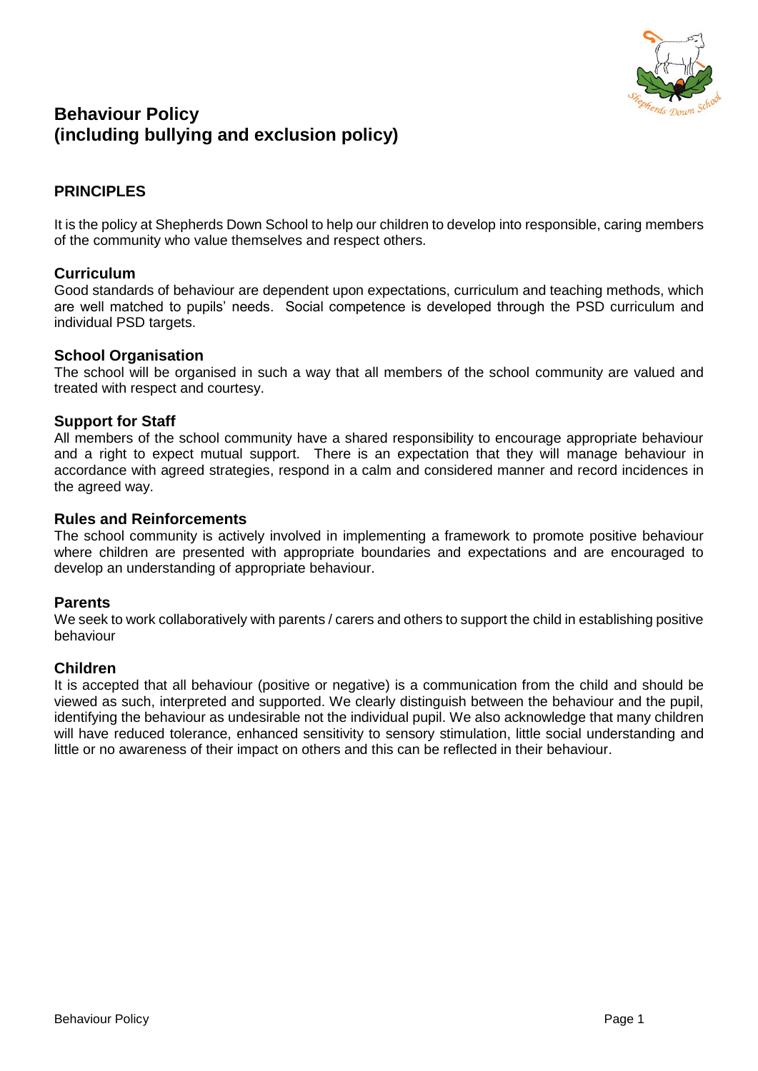# Behaviour Policy
# (including bullying and exclusion policy)

## PRINCIPLES

It is the policy at Shepherds Down School to help our children to develop into responsible, caring members of the community who value themselves and respect others.

### Curriculum

Good standards of behaviour are dependent upon expectations, curriculum and teaching methods, which are well matched to pupils' needs. Social competence is developed through the PSD curriculum and individual PSD targets.

### School Organisation

The school will be organised in such a way that all members of the school community are valued and treated with respect and courtesy.

### Support for Staff

All members of the school community have a shared responsibility to encourage appropriate behaviour and a right to expect mutual support. There is an expectation that they will manage behaviour in accordance with agreed strategies, respond in a calm and considered manner and record incidences in the agreed way.

### Rules and Reinforcements

The school community is actively involved in implementing a framework to promote positive behaviour where children are presented with appropriate boundaries and expectations and are encouraged to develop an understanding of appropriate behaviour.

### Parents

We seek to work collaboratively with parents / carers and others to support the child in establishing positive behaviour

### Children

It is accepted that all behaviour (positive or negative) is a communication from the child and should be viewed as such, interpreted and supported. We clearly distinguish between the behaviour and the pupil, identifying the behaviour as undesirable not the individual pupil. We also acknowledge that many children will have reduced tolerance, enhanced sensitivity to sensory stimulation, little social understanding and little or no awareness of their impact on others and this can be reflected in their behaviour.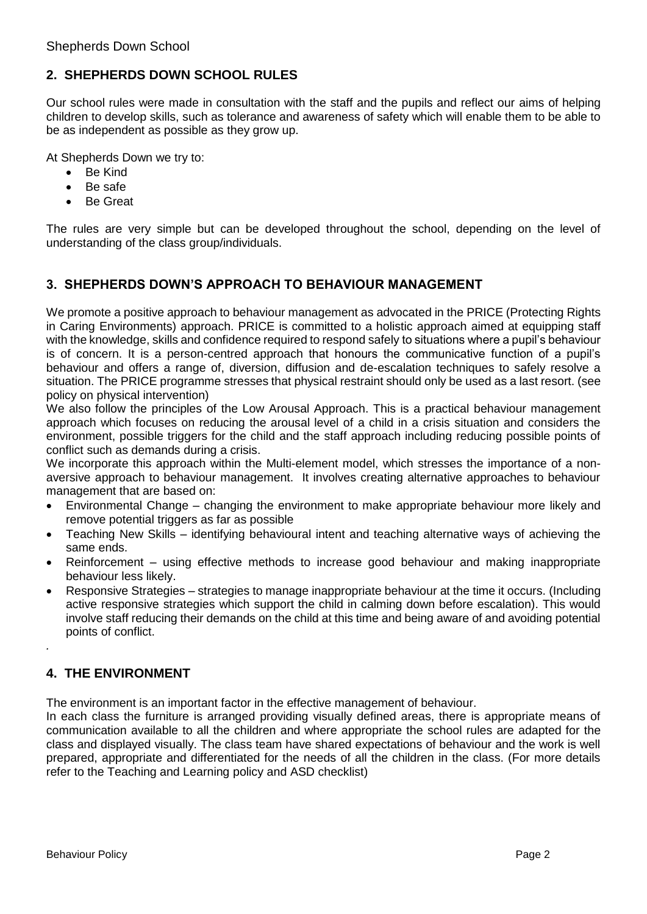## 2. SHEPHERDS DOWN SCHOOL RULES

Our school rules were made in consultation with the staff and the pupils and reflect our aims of helping children to develop skills, such as tolerance and awareness of safety which will enable them to be able to be as independent as possible as they grow up.

At Shepherds Down we try to:

- Be Kind
- Be safe
- Be Great

The rules are very simple but can be developed throughout the school, depending on the level of understanding of the class group/individuals.

## 3. SHEPHERDS DOWN'S APPROACH TO BEHAVIOUR MANAGEMENT

We promote a positive approach to behaviour management as advocated in the PRICE (Protecting Rights in Caring Environments) approach. PRICE is committed to a holistic approach aimed at equipping staff with the knowledge, skills and confidence required to respond safely to situations where a pupil's behaviour is of concern. It is a person-centred approach that honours the communicative function of a pupil's behaviour and offers a range of, diversion, diffusion and de-escalation techniques to safely resolve a situation. The PRICE programme stresses that physical restraint should only be used as a last resort. (see policy on physical intervention)

We also follow the principles of the Low Arousal Approach. This is a practical behaviour management approach which focuses on reducing the arousal level of a child in a crisis situation and considers the environment, possible triggers for the child and the staff approach including reducing possible points of conflict such as demands during a crisis.

We incorporate this approach within the Multi-element model, which stresses the importance of a non-aversive approach to behaviour management. It involves creating alternative approaches to behaviour management that are based on:

- Environmental Change – changing the environment to make appropriate behaviour more likely and remove potential triggers as far as possible
- Teaching New Skills – identifying behavioural intent and teaching alternative ways of achieving the same ends.
- Reinforcement – using effective methods to increase good behaviour and making inappropriate behaviour less likely.
- Responsive Strategies – strategies to manage inappropriate behaviour at the time it occurs. (Including active responsive strategies which support the child in calming down before escalation). This would involve staff reducing their demands on the child at this time and being aware of and avoiding potential points of conflict.

## 4. THE ENVIRONMENT

The environment is an important factor in the effective management of behaviour.

In each class the furniture is arranged providing visually defined areas, there is appropriate means of communication available to all the children and where appropriate the school rules are adapted for the class and displayed visually. The class team have shared expectations of behaviour and the work is well prepared, appropriate and differentiated for the needs of all the children in the class. (For more details refer to the Teaching and Learning policy and ASD checklist)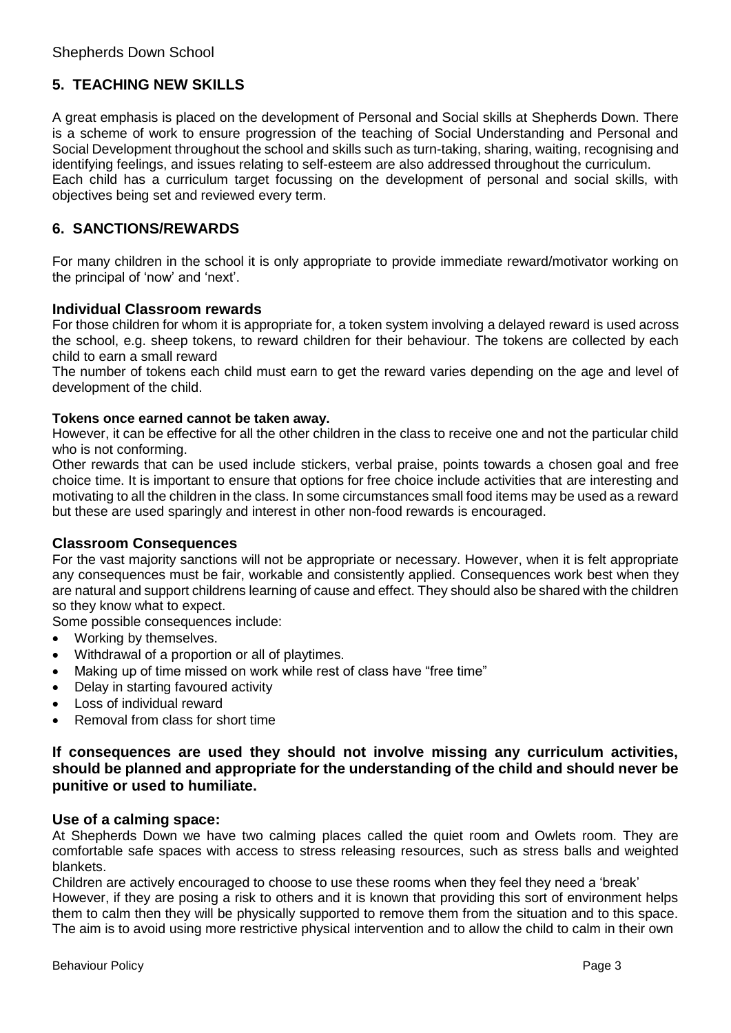## 5. TEACHING NEW SKILLS

A great emphasis is placed on the development of Personal and Social skills at Shepherds Down. There is a scheme of work to ensure progression of the teaching of Social Understanding and Personal and Social Development throughout the school and skills such as turn-taking, sharing, waiting, recognising and identifying feelings, and issues relating to self-esteem are also addressed throughout the curriculum.
Each child has a curriculum target focussing on the development of personal and social skills, with objectives being set and reviewed every term.

## 6. SANCTIONS/REWARDS

For many children in the school it is only appropriate to provide immediate reward/motivator working on the principal of 'now' and 'next'.

### Individual Classroom rewards

For those children for whom it is appropriate for, a token system involving a delayed reward is used across the school, e.g. sheep tokens, to reward children for their behaviour. The tokens are collected by each child to earn a small reward
The number of tokens each child must earn to get the reward varies depending on the age and level of development of the child.

**Tokens once earned cannot be taken away.**
However, it can be effective for all the other children in the class to receive one and not the particular child who is not conforming.
Other rewards that can be used include stickers, verbal praise, points towards a chosen goal and free choice time. It is important to ensure that options for free choice include activities that are interesting and motivating to all the children in the class. In some circumstances small food items may be used as a reward but these are used sparingly and interest in other non-food rewards is encouraged.

### Classroom Consequences

For the vast majority sanctions will not be appropriate or necessary. However, when it is felt appropriate any consequences must be fair, workable and consistently applied. Consequences work best when they are natural and support childrens learning of cause and effect. They should also be shared with the children so they know what to expect.
Some possible consequences include:

- Working by themselves.
- Withdrawal of a proportion or all of playtimes.
- Making up of time missed on work while rest of class have "free time"
- Delay in starting favoured activity
- Loss of individual reward
- Removal from class for short time

**If consequences are used they should not involve missing any curriculum activities, should be planned and appropriate for the understanding of the child and should never be punitive or used to humiliate.**

### Use of a calming space:

At Shepherds Down we have two calming places called the quiet room and Owlets room. They are comfortable safe spaces with access to stress releasing resources, such as stress balls and weighted blankets.
Children are actively encouraged to choose to use these rooms when they feel they need a 'break'
However, if they are posing a risk to others and it is known that providing this sort of environment helps them to calm then they will be physically supported to remove them from the situation and to this space. The aim is to avoid using more restrictive physical intervention and to allow the child to calm in their own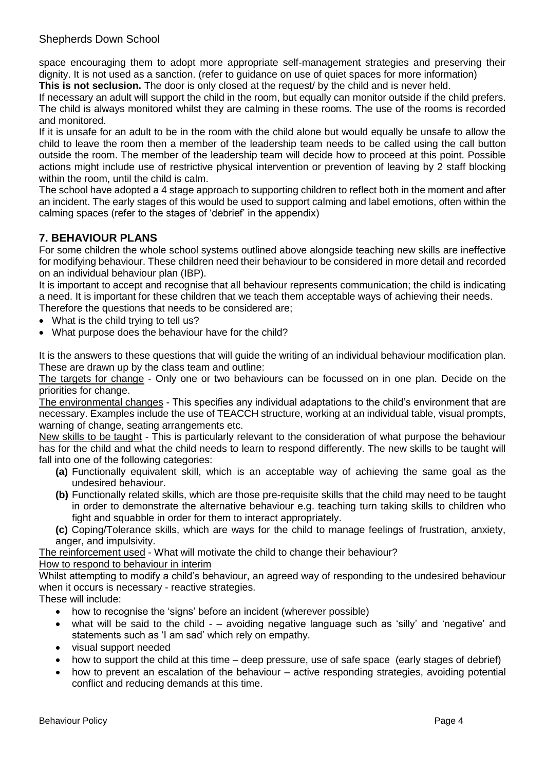space encouraging them to adopt more appropriate self-management strategies and preserving their dignity. It is not used as a sanction. (refer to guidance on use of quiet spaces for more information)

**This is not seclusion.** The door is only closed at the request/ by the child and is never held.

If necessary an adult will support the child in the room, but equally can monitor outside if the child prefers. The child is always monitored whilst they are calming in these rooms. The use of the rooms is recorded and monitored.

If it is unsafe for an adult to be in the room with the child alone but would equally be unsafe to allow the child to leave the room then a member of the leadership team needs to be called using the call button outside the room. The member of the leadership team will decide how to proceed at this point. Possible actions might include use of restrictive physical intervention or prevention of leaving by 2 staff blocking within the room, until the child is calm.

The school have adopted a 4 stage approach to supporting children to reflect both in the moment and after an incident. The early stages of this would be used to support calming and label emotions, often within the calming spaces (refer to the stages of 'debrief' in the appendix)

## 7. BEHAVIOUR PLANS

For some children the whole school systems outlined above alongside teaching new skills are ineffective for modifying behaviour. These children need their behaviour to be considered in more detail and recorded on an individual behaviour plan (IBP).

It is important to accept and recognise that all behaviour represents communication; the child is indicating a need. It is important for these children that we teach them acceptable ways of achieving their needs.

Therefore the questions that needs to be considered are;

- What is the child trying to tell us?
- What purpose does the behaviour have for the child?

It is the answers to these questions that will guide the writing of an individual behaviour modification plan. These are drawn up by the class team and outline:

<u>The targets for change</u> - Only one or two behaviours can be focussed on in one plan. Decide on the priorities for change.

<u>The environmental changes</u> - This specifies any individual adaptations to the child's environment that are necessary. Examples include the use of TEACCH structure, working at an individual table, visual prompts, warning of change, seating arrangements etc.

<u>New skills to be taught</u> - This is particularly relevant to the consideration of what purpose the behaviour has for the child and what the child needs to learn to respond differently. The new skills to be taught will fall into one of the following categories:

- **(a)** Functionally equivalent skill, which is an acceptable way of achieving the same goal as the undesired behaviour.
- **(b)** Functionally related skills, which are those pre-requisite skills that the child may need to be taught in order to demonstrate the alternative behaviour e.g. teaching turn taking skills to children who fight and squabble in order for them to interact appropriately.
- **(c)** Coping/Tolerance skills, which are ways for the child to manage feelings of frustration, anxiety, anger, and impulsivity.

<u>The reinforcement used</u> - What will motivate the child to change their behaviour?

<u>How to respond to behaviour in interim</u>

Whilst attempting to modify a child's behaviour, an agreed way of responding to the undesired behaviour when it occurs is necessary - reactive strategies.

These will include:

- how to recognise the 'signs' before an incident (wherever possible)
- what will be said to the child - – avoiding negative language such as 'silly' and 'negative' and statements such as 'I am sad' which rely on empathy.
- visual support needed
- how to support the child at this time – deep pressure, use of safe space (early stages of debrief)
- how to prevent an escalation of the behaviour – active responding strategies, avoiding potential conflict and reducing demands at this time.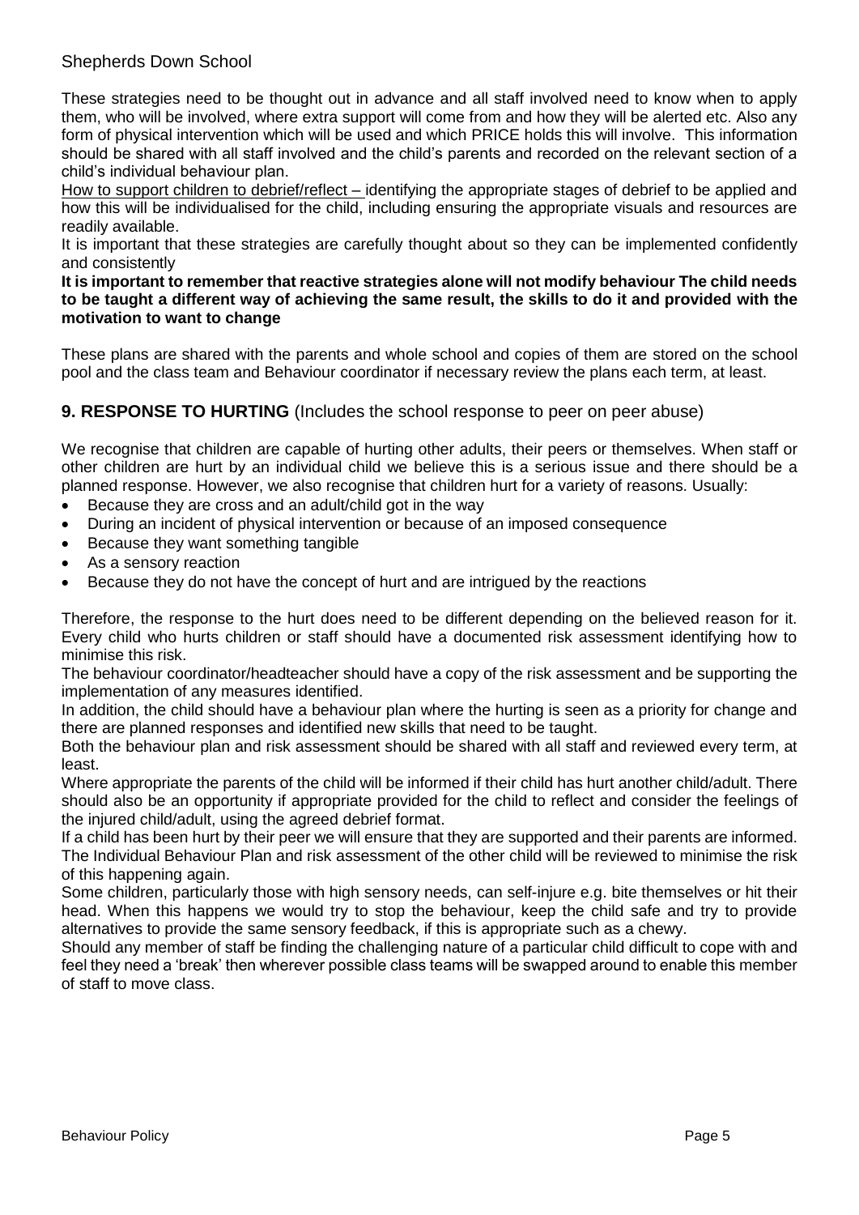These strategies need to be thought out in advance and all staff involved need to know when to apply them, who will be involved, where extra support will come from and how they will be alerted etc. Also any form of physical intervention which will be used and which PRICE holds this will involve. This information should be shared with all staff involved and the child's parents and recorded on the relevant section of a child's individual behaviour plan.

<u>How to support children to debrief/reflect –</u> identifying the appropriate stages of debrief to be applied and how this will be individualised for the child, including ensuring the appropriate visuals and resources are readily available.

It is important that these strategies are carefully thought about so they can be implemented confidently and consistently

**It is important to remember that reactive strategies alone will not modify behaviour The child needs to be taught a different way of achieving the same result, the skills to do it and provided with the motivation to want to change**

These plans are shared with the parents and whole school and copies of them are stored on the school pool and the class team and Behaviour coordinator if necessary review the plans each term, at least.

## 9. RESPONSE TO HURTING (Includes the school response to peer on peer abuse)

We recognise that children are capable of hurting other adults, their peers or themselves. When staff or other children are hurt by an individual child we believe this is a serious issue and there should be a planned response. However, we also recognise that children hurt for a variety of reasons. Usually:

- Because they are cross and an adult/child got in the way
- During an incident of physical intervention or because of an imposed consequence
- Because they want something tangible
- As a sensory reaction
- Because they do not have the concept of hurt and are intrigued by the reactions

Therefore, the response to the hurt does need to be different depending on the believed reason for it. Every child who hurts children or staff should have a documented risk assessment identifying how to minimise this risk.

The behaviour coordinator/headteacher should have a copy of the risk assessment and be supporting the implementation of any measures identified.

In addition, the child should have a behaviour plan where the hurting is seen as a priority for change and there are planned responses and identified new skills that need to be taught.

Both the behaviour plan and risk assessment should be shared with all staff and reviewed every term, at least.

Where appropriate the parents of the child will be informed if their child has hurt another child/adult. There should also be an opportunity if appropriate provided for the child to reflect and consider the feelings of the injured child/adult, using the agreed debrief format.

If a child has been hurt by their peer we will ensure that they are supported and their parents are informed. The Individual Behaviour Plan and risk assessment of the other child will be reviewed to minimise the risk of this happening again.

Some children, particularly those with high sensory needs, can self-injure e.g. bite themselves or hit their head. When this happens we would try to stop the behaviour, keep the child safe and try to provide alternatives to provide the same sensory feedback, if this is appropriate such as a chewy.

Should any member of staff be finding the challenging nature of a particular child difficult to cope with and feel they need a 'break' then wherever possible class teams will be swapped around to enable this member of staff to move class.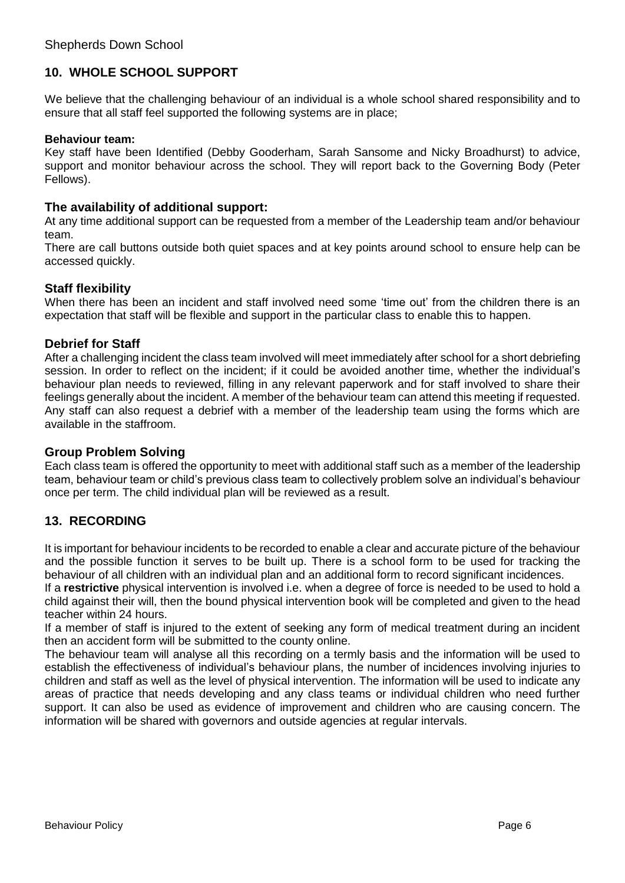## 10. WHOLE SCHOOL SUPPORT

We believe that the challenging behaviour of an individual is a whole school shared responsibility and to ensure that all staff feel supported the following systems are in place;

**Behaviour team:**

Key staff have been Identified (Debby Gooderham, Sarah Sansome and Nicky Broadhurst) to advice, support and monitor behaviour across the school. They will report back to the Governing Body (Peter Fellows).

### The availability of additional support:

At any time additional support can be requested from a member of the Leadership team and/or behaviour team.

There are call buttons outside both quiet spaces and at key points around school to ensure help can be accessed quickly.

### Staff flexibility

When there has been an incident and staff involved need some 'time out' from the children there is an expectation that staff will be flexible and support in the particular class to enable this to happen.

### Debrief for Staff

After a challenging incident the class team involved will meet immediately after school for a short debriefing session. In order to reflect on the incident; if it could be avoided another time, whether the individual's behaviour plan needs to reviewed, filling in any relevant paperwork and for staff involved to share their feelings generally about the incident. A member of the behaviour team can attend this meeting if requested. Any staff can also request a debrief with a member of the leadership team using the forms which are available in the staffroom.

### Group Problem Solving

Each class team is offered the opportunity to meet with additional staff such as a member of the leadership team, behaviour team or child's previous class team to collectively problem solve an individual's behaviour once per term. The child individual plan will be reviewed as a result.

## 13. RECORDING

It is important for behaviour incidents to be recorded to enable a clear and accurate picture of the behaviour and the possible function it serves to be built up. There is a school form to be used for tracking the behaviour of all children with an individual plan and an additional form to record significant incidences.

If a **restrictive** physical intervention is involved i.e. when a degree of force is needed to be used to hold a child against their will, then the bound physical intervention book will be completed and given to the head teacher within 24 hours.

If a member of staff is injured to the extent of seeking any form of medical treatment during an incident then an accident form will be submitted to the county online.

The behaviour team will analyse all this recording on a termly basis and the information will be used to establish the effectiveness of individual's behaviour plans, the number of incidences involving injuries to children and staff as well as the level of physical intervention. The information will be used to indicate any areas of practice that needs developing and any class teams or individual children who need further support. It can also be used as evidence of improvement and children who are causing concern. The information will be shared with governors and outside agencies at regular intervals.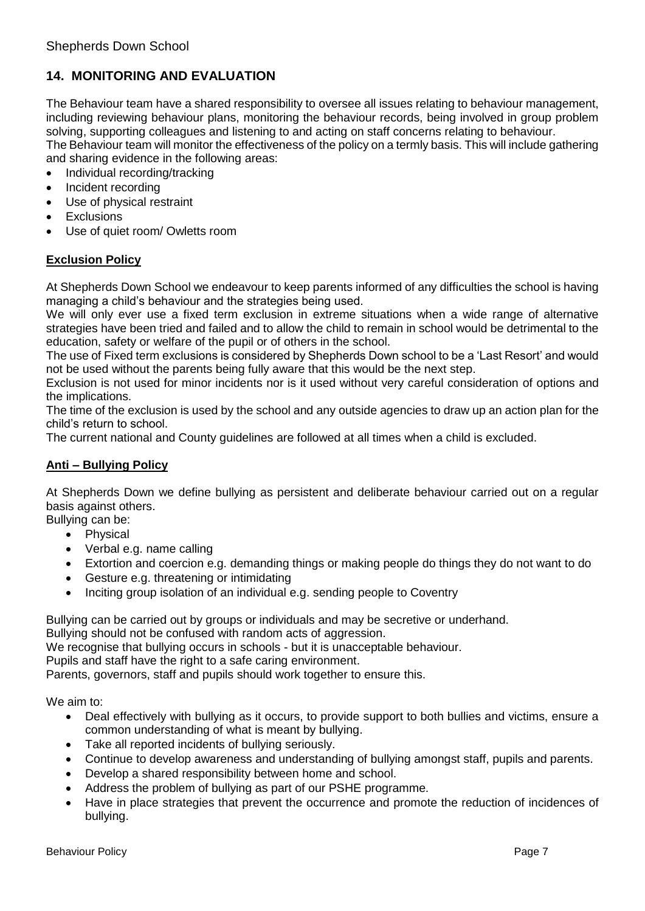## 14. MONITORING AND EVALUATION

The Behaviour team have a shared responsibility to oversee all issues relating to behaviour management, including reviewing behaviour plans, monitoring the behaviour records, being involved in group problem solving, supporting colleagues and listening to and acting on staff concerns relating to behaviour.
The Behaviour team will monitor the effectiveness of the policy on a termly basis. This will include gathering and sharing evidence in the following areas:

- Individual recording/tracking
- Incident recording
- Use of physical restraint
- Exclusions
- Use of quiet room/ Owletts room

### Exclusion Policy

At Shepherds Down School we endeavour to keep parents informed of any difficulties the school is having managing a child's behaviour and the strategies being used.
We will only ever use a fixed term exclusion in extreme situations when a wide range of alternative strategies have been tried and failed and to allow the child to remain in school would be detrimental to the education, safety or welfare of the pupil or of others in the school.
The use of Fixed term exclusions is considered by Shepherds Down school to be a 'Last Resort' and would not be used without the parents being fully aware that this would be the next step.
Exclusion is not used for minor incidents nor is it used without very careful consideration of options and the implications.
The time of the exclusion is used by the school and any outside agencies to draw up an action plan for the child's return to school.
The current national and County guidelines are followed at all times when a child is excluded.

### Anti – Bullying Policy

At Shepherds Down we define bullying as persistent and deliberate behaviour carried out on a regular basis against others.
Bullying can be:

- Physical
- Verbal e.g. name calling
- Extortion and coercion e.g. demanding things or making people do things they do not want to do
- Gesture e.g. threatening or intimidating
- Inciting group isolation of an individual e.g. sending people to Coventry

Bullying can be carried out by groups or individuals and may be secretive or underhand.
Bullying should not be confused with random acts of aggression.
We recognise that bullying occurs in schools - but it is unacceptable behaviour.
Pupils and staff have the right to a safe caring environment.
Parents, governors, staff and pupils should work together to ensure this.

We aim to:

- Deal effectively with bullying as it occurs, to provide support to both bullies and victims, ensure a common understanding of what is meant by bullying.
- Take all reported incidents of bullying seriously.
- Continue to develop awareness and understanding of bullying amongst staff, pupils and parents.
- Develop a shared responsibility between home and school.
- Address the problem of bullying as part of our PSHE programme.
- Have in place strategies that prevent the occurrence and promote the reduction of incidences of bullying.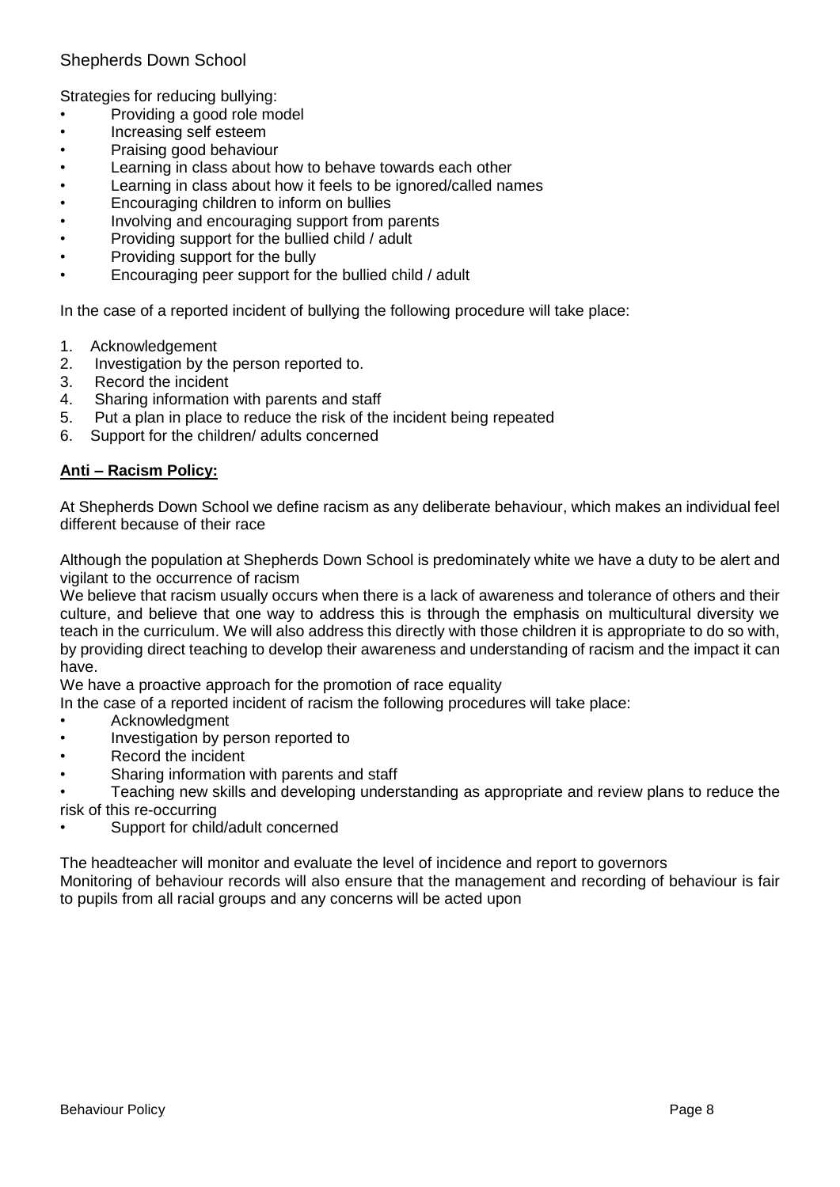Strategies for reducing bullying:

- Providing a good role model
- Increasing self esteem
- Praising good behaviour
- Learning in class about how to behave towards each other
- Learning in class about how it feels to be ignored/called names
- Encouraging children to inform on bullies
- Involving and encouraging support from parents
- Providing support for the bullied child / adult
- Providing support for the bully
- Encouraging peer support for the bullied child / adult

In the case of a reported incident of bullying the following procedure will take place:

1. Acknowledgement
2. Investigation by the person reported to.
3. Record the incident
4. Sharing information with parents and staff
5. Put a plan in place to reduce the risk of the incident being repeated
6. Support for the children/ adults concerned

**Anti – Racism Policy:**

At Shepherds Down School we define racism as any deliberate behaviour, which makes an individual feel different because of their race

Although the population at Shepherds Down School is predominately white we have a duty to be alert and vigilant to the occurrence of racism

We believe that racism usually occurs when there is a lack of awareness and tolerance of others and their culture, and believe that one way to address this is through the emphasis on multicultural diversity we teach in the curriculum. We will also address this directly with those children it is appropriate to do so with, by providing direct teaching to develop their awareness and understanding of racism and the impact it can have.

We have a proactive approach for the promotion of race equality

In the case of a reported incident of racism the following procedures will take place:

- Acknowledgment
- Investigation by person reported to
- Record the incident
- Sharing information with parents and staff
- Teaching new skills and developing understanding as appropriate and review plans to reduce the risk of this re-occurring
- Support for child/adult concerned

The headteacher will monitor and evaluate the level of incidence and report to governors

Monitoring of behaviour records will also ensure that the management and recording of behaviour is fair to pupils from all racial groups and any concerns will be acted upon